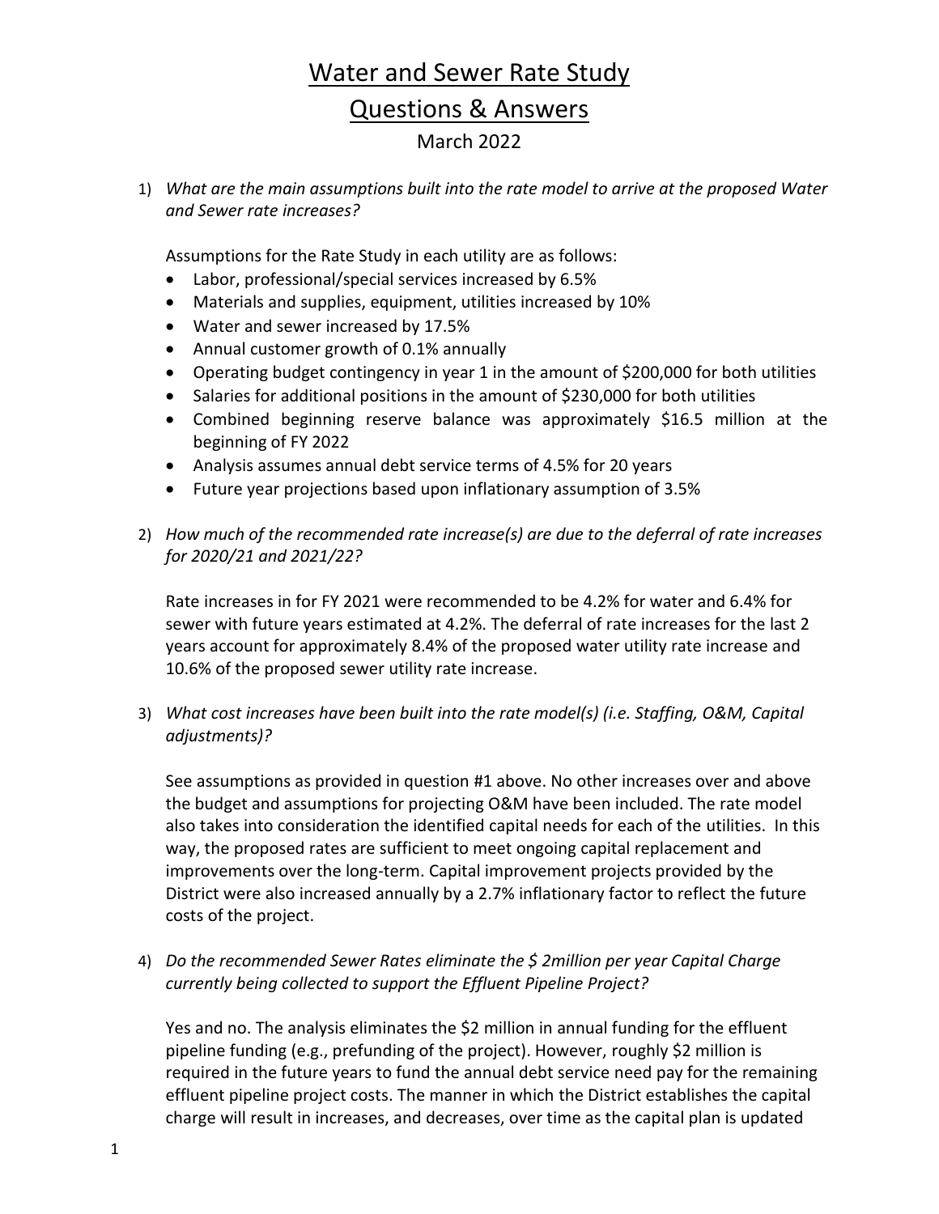# Water and Sewer Rate Study

## Questions & Answers

March 2022

1) *What are the main assumptions built into the rate model to arrive at the proposed Water and Sewer rate increases?*

   Assumptions for the Rate Study in each utility are as follows:

   - Labor, professional/special services increased by 6.5%
   - Materials and supplies, equipment, utilities increased by 10%
   - Water and sewer increased by 17.5%
   - Annual customer growth of 0.1% annually
   - Operating budget contingency in year 1 in the amount of $200,000 for both utilities
   - Salaries for additional positions in the amount of $230,000 for both utilities
   - Combined beginning reserve balance was approximately $16.5 million at the beginning of FY 2022
   - Analysis assumes annual debt service terms of 4.5% for 20 years
   - Future year projections based upon inflationary assumption of 3.5%

2) *How much of the recommended rate increase(s) are due to the deferral of rate increases for 2020/21 and 2021/22?*

   Rate increases in for FY 2021 were recommended to be 4.2% for water and 6.4% for sewer with future years estimated at 4.2%. The deferral of rate increases for the last 2 years account for approximately 8.4% of the proposed water utility rate increase and 10.6% of the proposed sewer utility rate increase.

3) *What cost increases have been built into the rate model(s) (i.e. Staffing, O&M, Capital adjustments)?*

   See assumptions as provided in question #1 above. No other increases over and above the budget and assumptions for projecting O&M have been included. The rate model also takes into consideration the identified capital needs for each of the utilities. In this way, the proposed rates are sufficient to meet ongoing capital replacement and improvements over the long-term. Capital improvement projects provided by the District were also increased annually by a 2.7% inflationary factor to reflect the future costs of the project.

4) *Do the recommended Sewer Rates eliminate the $ 2million per year Capital Charge currently being collected to support the Effluent Pipeline Project?*

   Yes and no. The analysis eliminates the $2 million in annual funding for the effluent pipeline funding (e.g., prefunding of the project). However, roughly $2 million is required in the future years to fund the annual debt service need pay for the remaining effluent pipeline project costs. The manner in which the District establishes the capital charge will result in increases, and decreases, over time as the capital plan is updated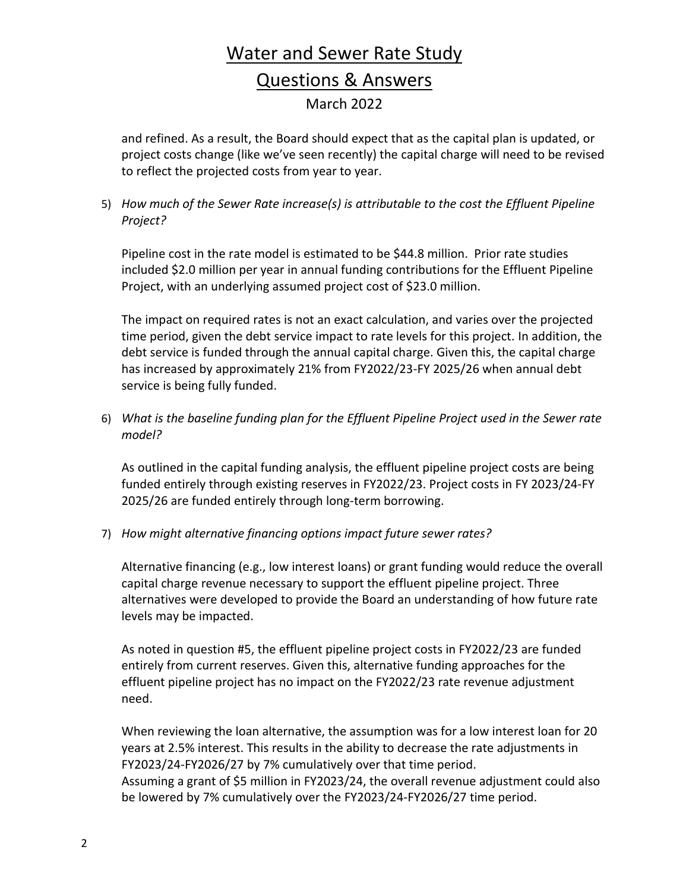and refined. As a result, the Board should expect that as the capital plan is updated, or project costs change (like we've seen recently) the capital charge will need to be revised to reflect the projected costs from year to year.

5) *How much of the Sewer Rate increase(s) is attributable to the cost the Effluent Pipeline Project?*

   Pipeline cost in the rate model is estimated to be $44.8 million. Prior rate studies included $2.0 million per year in annual funding contributions for the Effluent Pipeline Project, with an underlying assumed project cost of $23.0 million.

   The impact on required rates is not an exact calculation, and varies over the projected time period, given the debt service impact to rate levels for this project. In addition, the debt service is funded through the annual capital charge. Given this, the capital charge has increased by approximately 21% from FY2022/23-FY 2025/26 when annual debt service is being fully funded.

6) *What is the baseline funding plan for the Effluent Pipeline Project used in the Sewer rate model?*

   As outlined in the capital funding analysis, the effluent pipeline project costs are being funded entirely through existing reserves in FY2022/23. Project costs in FY 2023/24-FY 2025/26 are funded entirely through long-term borrowing.

7) *How might alternative financing options impact future sewer rates?*

   Alternative financing (e.g., low interest loans) or grant funding would reduce the overall capital charge revenue necessary to support the effluent pipeline project. Three alternatives were developed to provide the Board an understanding of how future rate levels may be impacted.

   As noted in question #5, the effluent pipeline project costs in FY2022/23 are funded entirely from current reserves. Given this, alternative funding approaches for the effluent pipeline project has no impact on the FY2022/23 rate revenue adjustment need.

   When reviewing the loan alternative, the assumption was for a low interest loan for 20 years at 2.5% interest. This results in the ability to decrease the rate adjustments in FY2023/24-FY2026/27 by 7% cumulatively over that time period.
   Assuming a grant of $5 million in FY2023/24, the overall revenue adjustment could also be lowered by 7% cumulatively over the FY2023/24-FY2026/27 time period.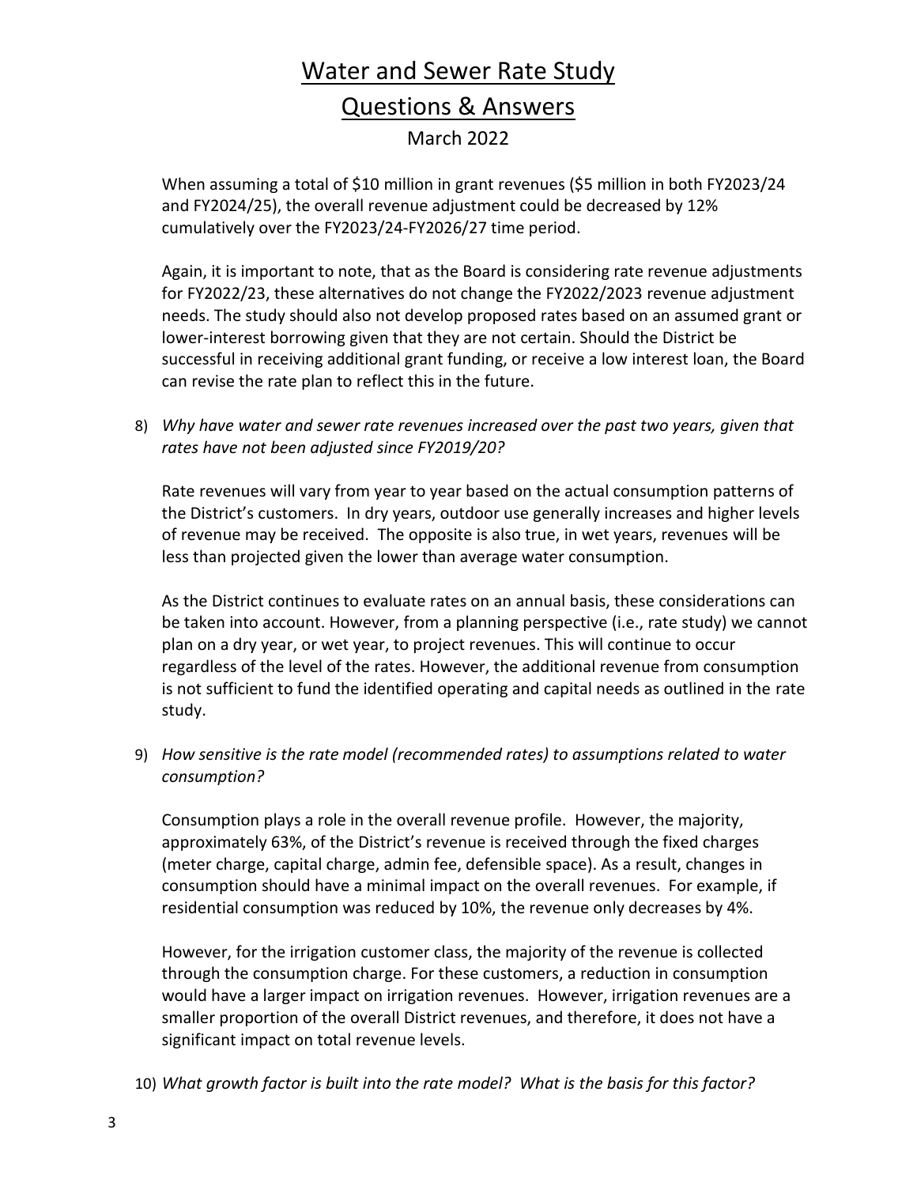When assuming a total of $10 million in grant revenues ($5 million in both FY2023/24 and FY2024/25), the overall revenue adjustment could be decreased by 12% cumulatively over the FY2023/24-FY2026/27 time period.

Again, it is important to note, that as the Board is considering rate revenue adjustments for FY2022/23, these alternatives do not change the FY2022/2023 revenue adjustment needs. The study should also not develop proposed rates based on an assumed grant or lower-interest borrowing given that they are not certain. Should the District be successful in receiving additional grant funding, or receive a low interest loan, the Board can revise the rate plan to reflect this in the future.

8) *Why have water and sewer rate revenues increased over the past two years, given that rates have not been adjusted since FY2019/20?*

   Rate revenues will vary from year to year based on the actual consumption patterns of the District's customers. In dry years, outdoor use generally increases and higher levels of revenue may be received. The opposite is also true, in wet years, revenues will be less than projected given the lower than average water consumption.

   As the District continues to evaluate rates on an annual basis, these considerations can be taken into account. However, from a planning perspective (i.e., rate study) we cannot plan on a dry year, or wet year, to project revenues. This will continue to occur regardless of the level of the rates. However, the additional revenue from consumption is not sufficient to fund the identified operating and capital needs as outlined in the rate study.

9) *How sensitive is the rate model (recommended rates) to assumptions related to water consumption?*

   Consumption plays a role in the overall revenue profile. However, the majority, approximately 63%, of the District's revenue is received through the fixed charges (meter charge, capital charge, admin fee, defensible space). As a result, changes in consumption should have a minimal impact on the overall revenues. For example, if residential consumption was reduced by 10%, the revenue only decreases by 4%.

   However, for the irrigation customer class, the majority of the revenue is collected through the consumption charge. For these customers, a reduction in consumption would have a larger impact on irrigation revenues. However, irrigation revenues are a smaller proportion of the overall District revenues, and therefore, it does not have a significant impact on total revenue levels.

10) *What growth factor is built into the rate model? What is the basis for this factor?*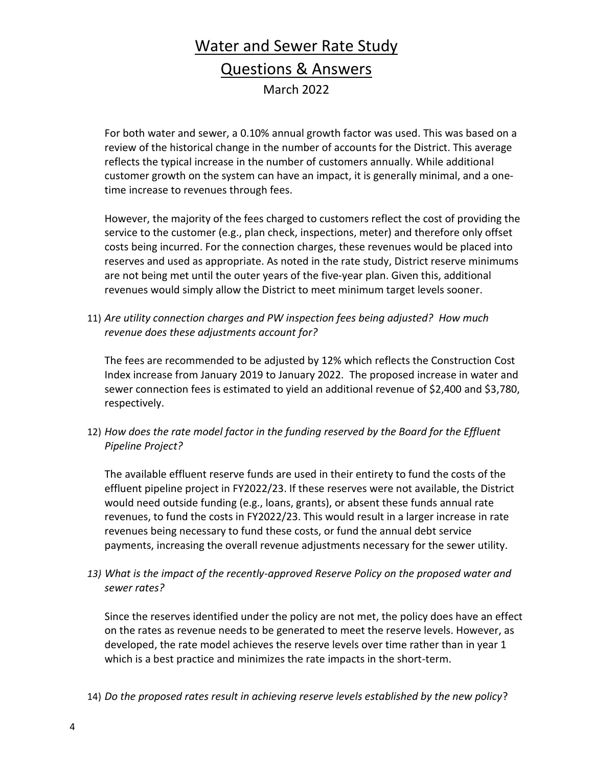For both water and sewer, a 0.10% annual growth factor was used. This was based on a review of the historical change in the number of accounts for the District. This average reflects the typical increase in the number of customers annually. While additional customer growth on the system can have an impact, it is generally minimal, and a one-time increase to revenues through fees.

However, the majority of the fees charged to customers reflect the cost of providing the service to the customer (e.g., plan check, inspections, meter) and therefore only offset costs being incurred. For the connection charges, these revenues would be placed into reserves and used as appropriate. As noted in the rate study, District reserve minimums are not being met until the outer years of the five-year plan. Given this, additional revenues would simply allow the District to meet minimum target levels sooner.

11) *Are utility connection charges and PW inspection fees being adjusted? How much revenue does these adjustments account for?*

    The fees are recommended to be adjusted by 12% which reflects the Construction Cost Index increase from January 2019 to January 2022. The proposed increase in water and sewer connection fees is estimated to yield an additional revenue of $2,400 and $3,780, respectively.

12) *How does the rate model factor in the funding reserved by the Board for the Effluent Pipeline Project?*

    The available effluent reserve funds are used in their entirety to fund the costs of the effluent pipeline project in FY2022/23. If these reserves were not available, the District would need outside funding (e.g., loans, grants), or absent these funds annual rate revenues, to fund the costs in FY2022/23. This would result in a larger increase in rate revenues being necessary to fund these costs, or fund the annual debt service payments, increasing the overall revenue adjustments necessary for the sewer utility.

13) *What is the impact of the recently-approved Reserve Policy on the proposed water and sewer rates?*

    Since the reserves identified under the policy are not met, the policy does have an effect on the rates as revenue needs to be generated to meet the reserve levels. However, as developed, the rate model achieves the reserve levels over time rather than in year 1 which is a best practice and minimizes the rate impacts in the short-term.

14) *Do the proposed rates result in achieving reserve levels established by the new policy*?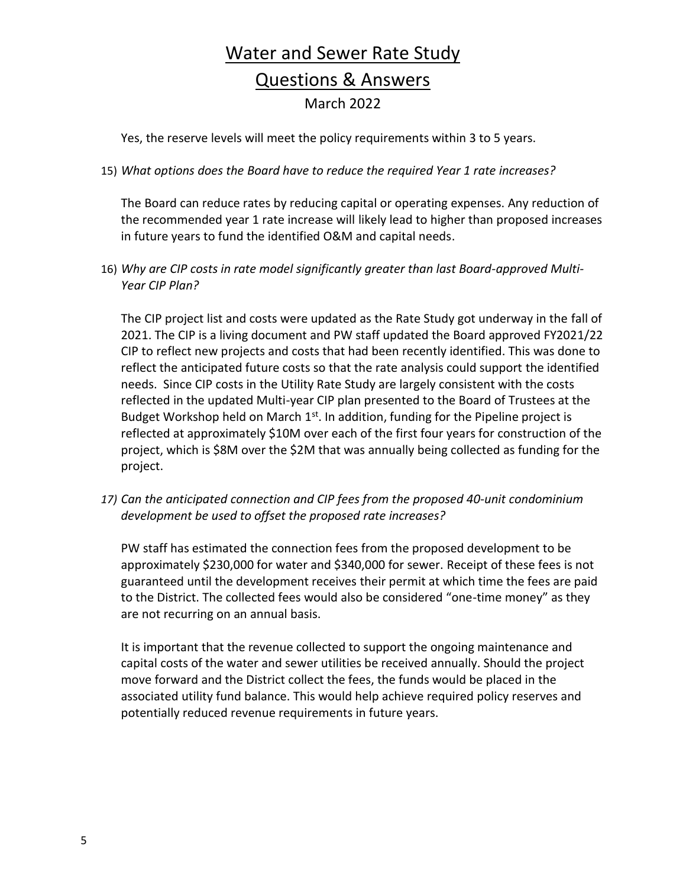Yes, the reserve levels will meet the policy requirements within 3 to 5 years.

15) *What options does the Board have to reduce the required Year 1 rate increases?*

    The Board can reduce rates by reducing capital or operating expenses. Any reduction of the recommended year 1 rate increase will likely lead to higher than proposed increases in future years to fund the identified O&M and capital needs.

16) *Why are CIP costs in rate model significantly greater than last Board-approved Multi-Year CIP Plan?*

    The CIP project list and costs were updated as the Rate Study got underway in the fall of 2021. The CIP is a living document and PW staff updated the Board approved FY2021/22 CIP to reflect new projects and costs that had been recently identified. This was done to reflect the anticipated future costs so that the rate analysis could support the identified needs. Since CIP costs in the Utility Rate Study are largely consistent with the costs reflected in the updated Multi-year CIP plan presented to the Board of Trustees at the Budget Workshop held on March 1st. In addition, funding for the Pipeline project is reflected at approximately $10M over each of the first four years for construction of the project, which is $8M over the $2M that was annually being collected as funding for the project.

17) *Can the anticipated connection and CIP fees from the proposed 40-unit condominium development be used to offset the proposed rate increases?*

    PW staff has estimated the connection fees from the proposed development to be approximately $230,000 for water and $340,000 for sewer. Receipt of these fees is not guaranteed until the development receives their permit at which time the fees are paid to the District. The collected fees would also be considered "one-time money" as they are not recurring on an annual basis.

    It is important that the revenue collected to support the ongoing maintenance and capital costs of the water and sewer utilities be received annually. Should the project move forward and the District collect the fees, the funds would be placed in the associated utility fund balance. This would help achieve required policy reserves and potentially reduced revenue requirements in future years.